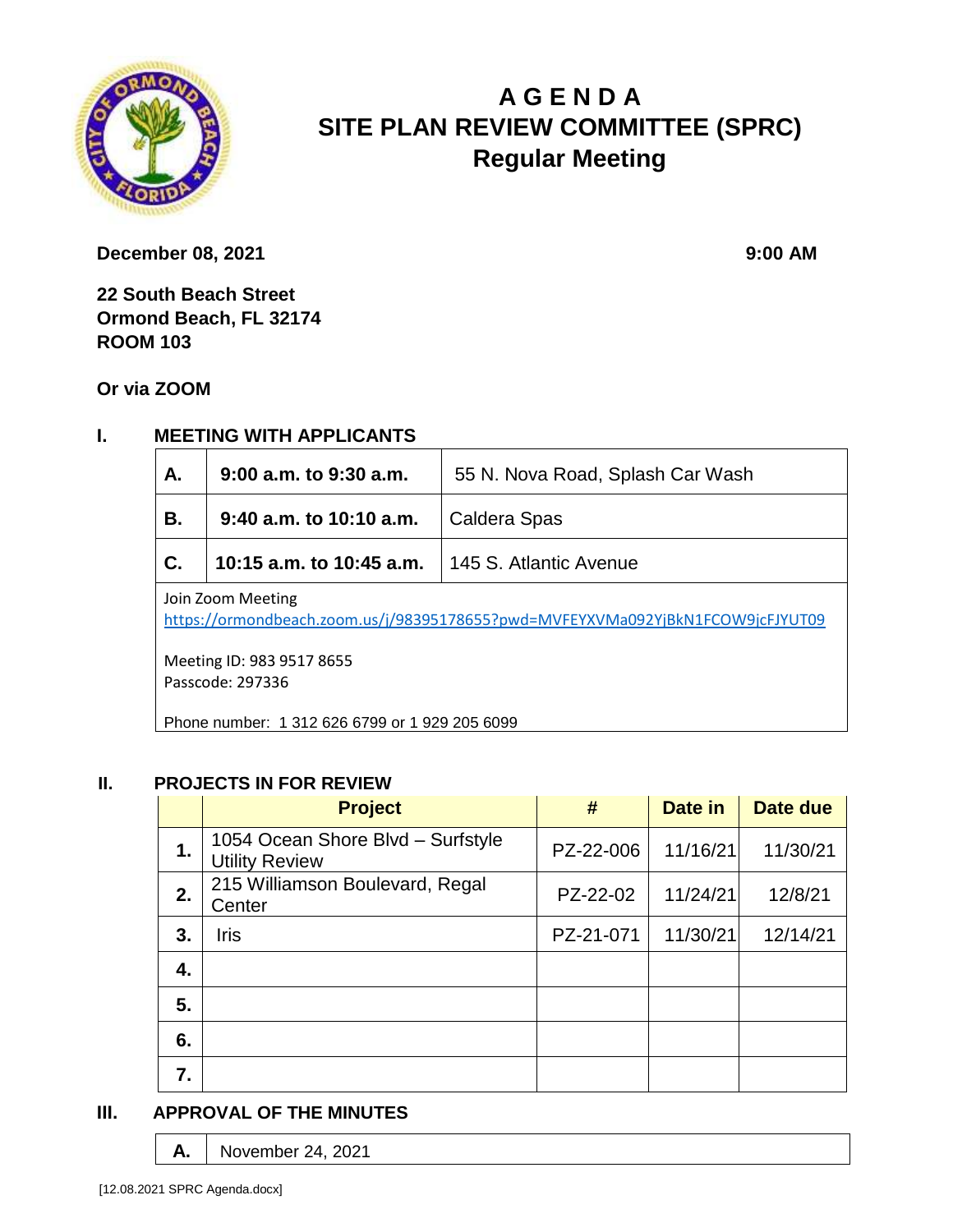# A G E N D A
# SITE PLAN REVIEW COMMITTEE (SPRC)
## Regular Meeting

**December 08, 2021** **9:00 AM**

**22 South Beach Street**
**Ormond Beach, FL 32174**
**ROOM 103**

**Or via ZOOM**

## I. MEETING WITH APPLICANTS

| | | |
|---|---|---|
| **A.** | **9:00 a.m. to 9:30 a.m.** | 55 N. Nova Road, Splash Car Wash |
| **B.** | **9:40 a.m. to 10:10 a.m.** | Caldera Spas |
| **C.** | **10:15 a.m. to 10:45 a.m.** | 145 S. Atlantic Avenue |

Join Zoom Meeting
https://ormondbeach.zoom.us/j/98395178655?pwd=MVFEYXVMa092YjBkN1FCOW9jcFJYUT09

Meeting ID: 983 9517 8655
Passcode: 297336

Phone number: 1 312 626 6799 or 1 929 205 6099

## II. PROJECTS IN FOR REVIEW

| | Project | # | Date in | Date due |
|---|---|---|---|---|
| **1.** | 1054 Ocean Shore Blvd – Surfstyle Utility Review | PZ-22-006 | 11/16/21 | 11/30/21 |
| **2.** | 215 Williamson Boulevard, Regal Center | PZ-22-02 | 11/24/21 | 12/8/21 |
| **3.** | Iris | PZ-21-071 | 11/30/21 | 12/14/21 |
| **4.** | | | | |
| **5.** | | | | |
| **6.** | | | | |
| **7.** | | | | |

## III. APPROVAL OF THE MINUTES

| | |
|---|---|
| **A.** | November 24, 2021 |

[12.08.2021 SPRC Agenda.docx]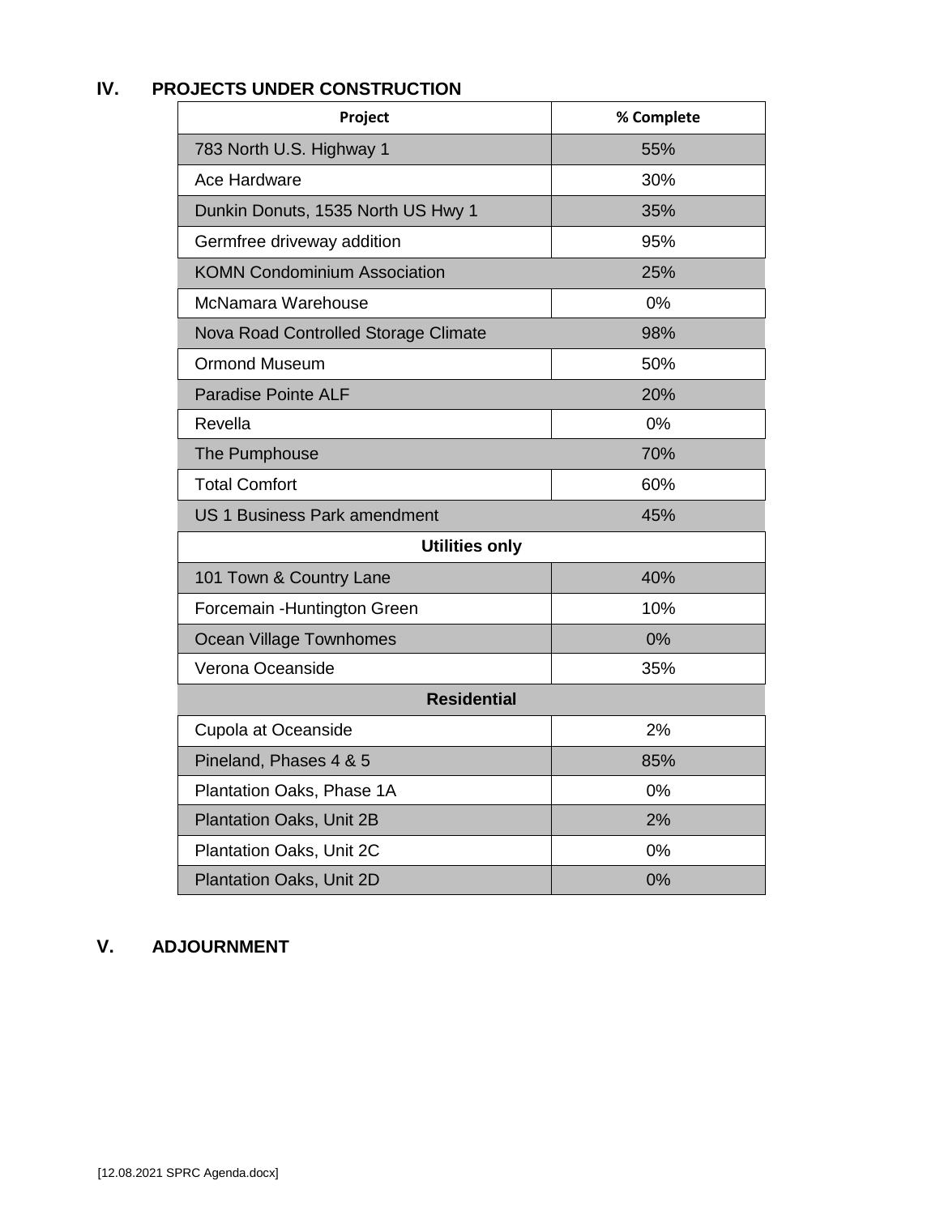## IV. PROJECTS UNDER CONSTRUCTION

| Project | % Complete |
|---|---|
| 783 North U.S. Highway 1 | 55% |
| Ace Hardware | 30% |
| Dunkin Donuts, 1535 North US Hwy 1 | 35% |
| Germfree driveway addition | 95% |
| KOMN Condominium Association | 25% |
| McNamara Warehouse | 0% |
| Nova Road Controlled Storage Climate | 98% |
| Ormond Museum | 50% |
| Paradise Pointe ALF | 20% |
| Revella | 0% |
| The Pumphouse | 70% |
| Total Comfort | 60% |
| US 1 Business Park amendment | 45% |
| **Utilities only** | |
| 101 Town & Country Lane | 40% |
| Forcemain -Huntington Green | 10% |
| Ocean Village Townhomes | 0% |
| Verona Oceanside | 35% |
| **Residential** | |
| Cupola at Oceanside | 2% |
| Pineland, Phases 4 & 5 | 85% |
| Plantation Oaks, Phase 1A | 0% |
| Plantation Oaks, Unit 2B | 2% |
| Plantation Oaks, Unit 2C | 0% |
| Plantation Oaks, Unit 2D | 0% |

## V. ADJOURNMENT